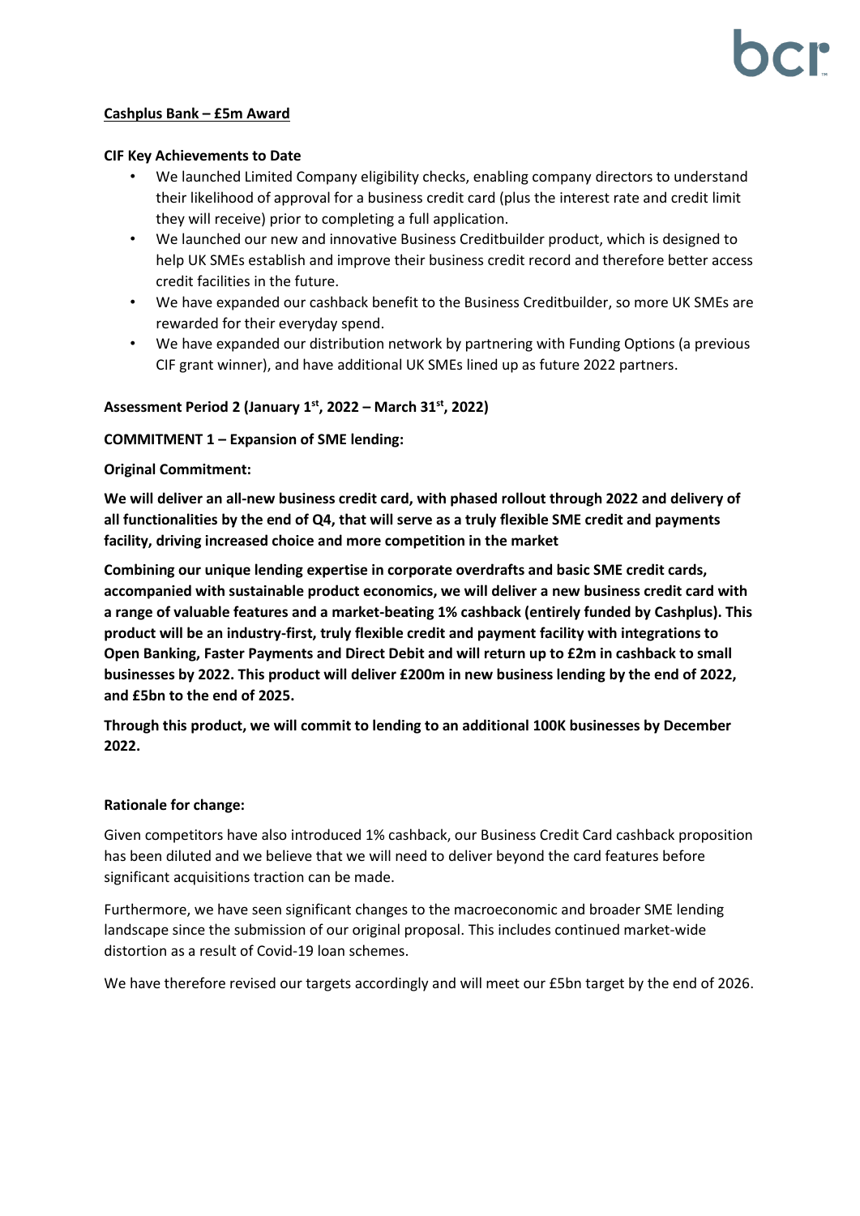**Cashplus Bank – £5m Award**

**CIF Key Achievements to Date**

- We launched Limited Company eligibility checks, enabling company directors to understand their likelihood of approval for a business credit card (plus the interest rate and credit limit they will receive) prior to completing a full application.
- We launched our new and innovative Business Creditbuilder product, which is designed to help UK SMEs establish and improve their business credit record and therefore better access credit facilities in the future.
- We have expanded our cashback benefit to the Business Creditbuilder, so more UK SMEs are rewarded for their everyday spend.
- We have expanded our distribution network by partnering with Funding Options (a previous CIF grant winner), and have additional UK SMEs lined up as future 2022 partners.

**Assessment Period 2 (January 1st, 2022 – March 31st, 2022)**

**COMMITMENT 1 – Expansion of SME lending:**

**Original Commitment:**

**We will deliver an all-new business credit card, with phased rollout through 2022 and delivery of all functionalities by the end of Q4, that will serve as a truly flexible SME credit and payments facility, driving increased choice and more competition in the market**

**Combining our unique lending expertise in corporate overdrafts and basic SME credit cards, accompanied with sustainable product economics, we will deliver a new business credit card with a range of valuable features and a market-beating 1% cashback (entirely funded by Cashplus). This product will be an industry-first, truly flexible credit and payment facility with integrations to Open Banking, Faster Payments and Direct Debit and will return up to £2m in cashback to small businesses by 2022. This product will deliver £200m in new business lending by the end of 2022, and £5bn to the end of 2025.**

**Through this product, we will commit to lending to an additional 100K businesses by December 2022.**

**Rationale for change:**

Given competitors have also introduced 1% cashback, our Business Credit Card cashback proposition has been diluted and we believe that we will need to deliver beyond the card features before significant acquisitions traction can be made.

Furthermore, we have seen significant changes to the macroeconomic and broader SME lending landscape since the submission of our original proposal. This includes continued market-wide distortion as a result of Covid-19 loan schemes.

We have therefore revised our targets accordingly and will meet our £5bn target by the end of 2026.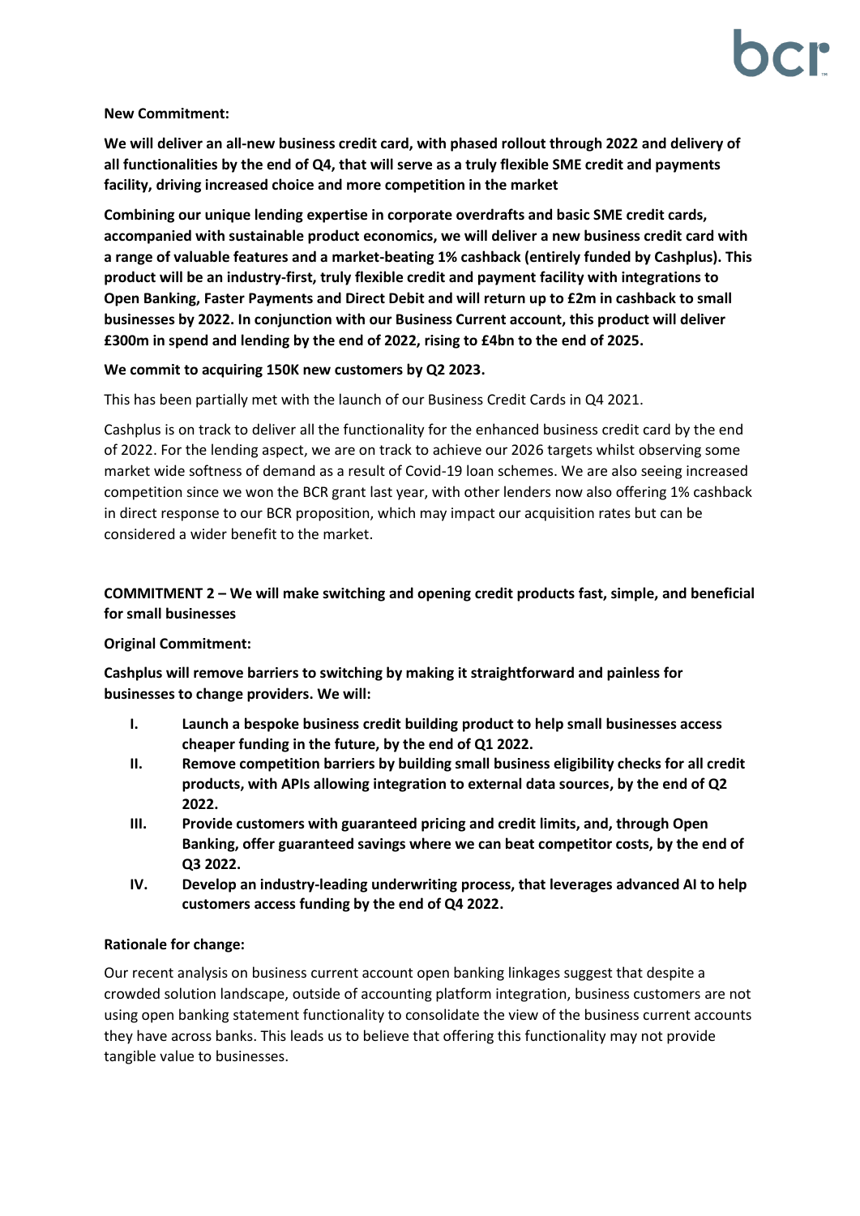**New Commitment:**

**We will deliver an all-new business credit card, with phased rollout through 2022 and delivery of all functionalities by the end of Q4, that will serve as a truly flexible SME credit and payments facility, driving increased choice and more competition in the market**

**Combining our unique lending expertise in corporate overdrafts and basic SME credit cards, accompanied with sustainable product economics, we will deliver a new business credit card with a range of valuable features and a market-beating 1% cashback (entirely funded by Cashplus). This product will be an industry-first, truly flexible credit and payment facility with integrations to Open Banking, Faster Payments and Direct Debit and will return up to £2m in cashback to small businesses by 2022. In conjunction with our Business Current account, this product will deliver £300m in spend and lending by the end of 2022, rising to £4bn to the end of 2025.**

**We commit to acquiring 150K new customers by Q2 2023.**

This has been partially met with the launch of our Business Credit Cards in Q4 2021.

Cashplus is on track to deliver all the functionality for the enhanced business credit card by the end of 2022. For the lending aspect, we are on track to achieve our 2026 targets whilst observing some market wide softness of demand as a result of Covid-19 loan schemes. We are also seeing increased competition since we won the BCR grant last year, with other lenders now also offering 1% cashback in direct response to our BCR proposition, which may impact our acquisition rates but can be considered a wider benefit to the market.

**COMMITMENT 2 – We will make switching and opening credit products fast, simple, and beneficial for small businesses**

**Original Commitment:**

**Cashplus will remove barriers to switching by making it straightforward and painless for businesses to change providers. We will:**

- **I. Launch a bespoke business credit building product to help small businesses access cheaper funding in the future, by the end of Q1 2022.**
- **II. Remove competition barriers by building small business eligibility checks for all credit products, with APIs allowing integration to external data sources, by the end of Q2 2022.**
- **III. Provide customers with guaranteed pricing and credit limits, and, through Open Banking, offer guaranteed savings where we can beat competitor costs, by the end of Q3 2022.**
- **IV. Develop an industry-leading underwriting process, that leverages advanced AI to help customers access funding by the end of Q4 2022.**

**Rationale for change:**

Our recent analysis on business current account open banking linkages suggest that despite a crowded solution landscape, outside of accounting platform integration, business customers are not using open banking statement functionality to consolidate the view of the business current accounts they have across banks. This leads us to believe that offering this functionality may not provide tangible value to businesses.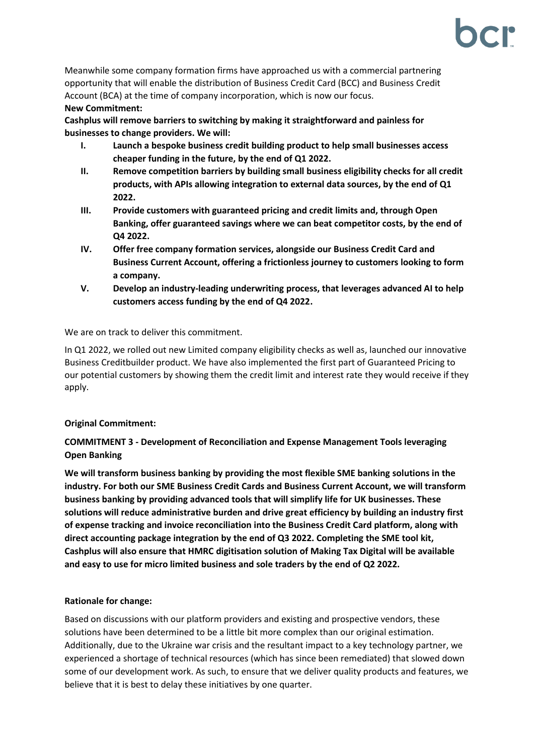Meanwhile some company formation firms have approached us with a commercial partnering opportunity that will enable the distribution of Business Credit Card (BCC) and Business Credit Account (BCA) at the time of company incorporation, which is now our focus.

**New Commitment:**

**Cashplus will remove barriers to switching by making it straightforward and painless for businesses to change providers. We will:**

- **I. Launch a bespoke business credit building product to help small businesses access cheaper funding in the future, by the end of Q1 2022.**
- **II. Remove competition barriers by building small business eligibility checks for all credit products, with APIs allowing integration to external data sources, by the end of Q1 2022.**
- **III. Provide customers with guaranteed pricing and credit limits and, through Open Banking, offer guaranteed savings where we can beat competitor costs, by the end of Q4 2022.**
- **IV. Offer free company formation services, alongside our Business Credit Card and Business Current Account, offering a frictionless journey to customers looking to form a company.**
- **V. Develop an industry-leading underwriting process, that leverages advanced AI to help customers access funding by the end of Q4 2022.**

We are on track to deliver this commitment.

In Q1 2022, we rolled out new Limited company eligibility checks as well as, launched our innovative Business Creditbuilder product. We have also implemented the first part of Guaranteed Pricing to our potential customers by showing them the credit limit and interest rate they would receive if they apply.

**Original Commitment:**

**COMMITMENT 3 - Development of Reconciliation and Expense Management Tools leveraging Open Banking**

**We will transform business banking by providing the most flexible SME banking solutions in the industry. For both our SME Business Credit Cards and Business Current Account, we will transform business banking by providing advanced tools that will simplify life for UK businesses. These solutions will reduce administrative burden and drive great efficiency by building an industry first of expense tracking and invoice reconciliation into the Business Credit Card platform, along with direct accounting package integration by the end of Q3 2022. Completing the SME tool kit, Cashplus will also ensure that HMRC digitisation solution of Making Tax Digital will be available and easy to use for micro limited business and sole traders by the end of Q2 2022.**

**Rationale for change:**

Based on discussions with our platform providers and existing and prospective vendors, these solutions have been determined to be a little bit more complex than our original estimation. Additionally, due to the Ukraine war crisis and the resultant impact to a key technology partner, we experienced a shortage of technical resources (which has since been remediated) that slowed down some of our development work. As such, to ensure that we deliver quality products and features, we believe that it is best to delay these initiatives by one quarter.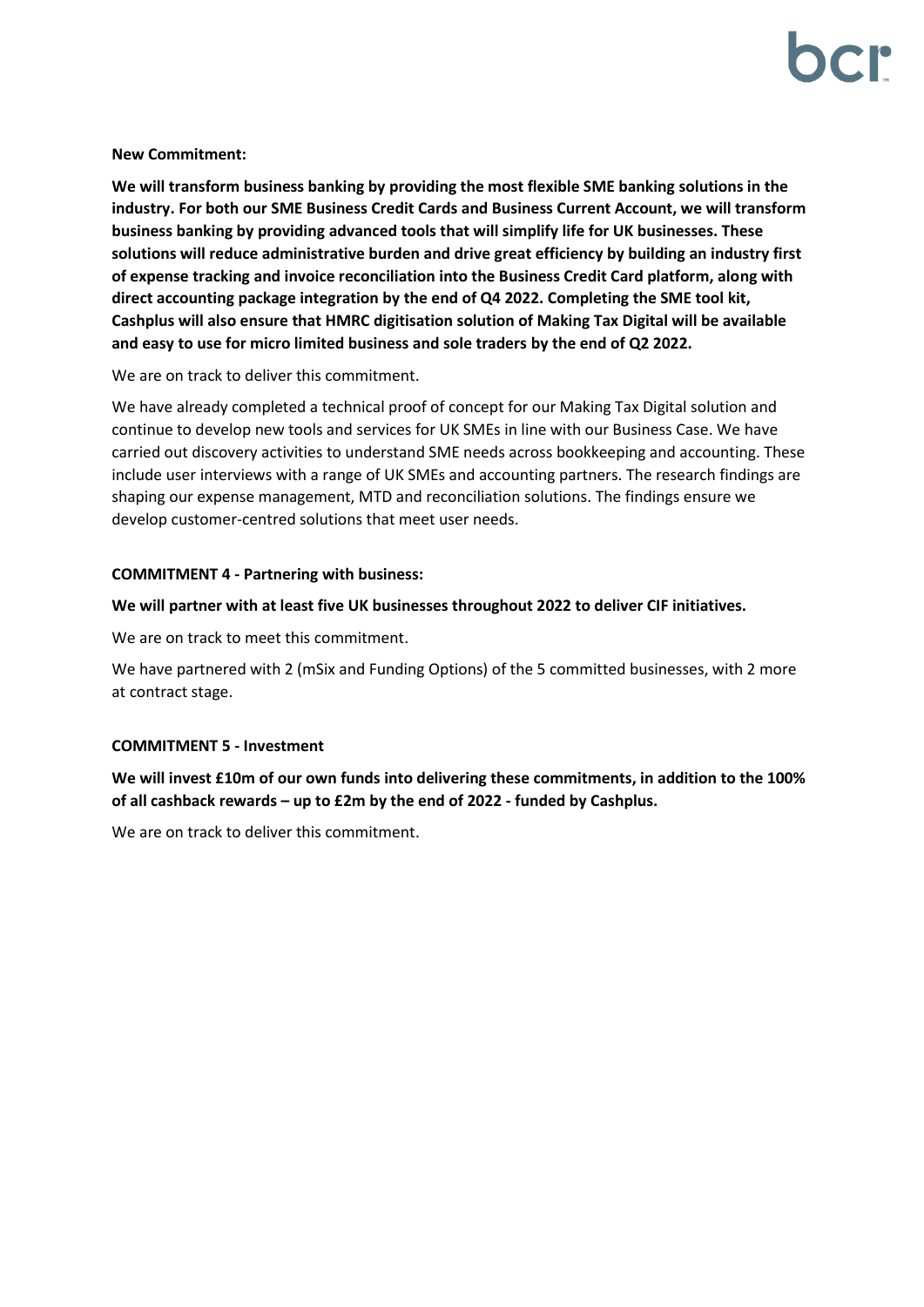**New Commitment:**

**We will transform business banking by providing the most flexible SME banking solutions in the industry. For both our SME Business Credit Cards and Business Current Account, we will transform business banking by providing advanced tools that will simplify life for UK businesses. These solutions will reduce administrative burden and drive great efficiency by building an industry first of expense tracking and invoice reconciliation into the Business Credit Card platform, along with direct accounting package integration by the end of Q4 2022. Completing the SME tool kit, Cashplus will also ensure that HMRC digitisation solution of Making Tax Digital will be available and easy to use for micro limited business and sole traders by the end of Q2 2022.**

We are on track to deliver this commitment.

We have already completed a technical proof of concept for our Making Tax Digital solution and continue to develop new tools and services for UK SMEs in line with our Business Case. We have carried out discovery activities to understand SME needs across bookkeeping and accounting. These include user interviews with a range of UK SMEs and accounting partners. The research findings are shaping our expense management, MTD and reconciliation solutions. The findings ensure we develop customer-centred solutions that meet user needs.

**COMMITMENT 4 - Partnering with business:**

**We will partner with at least five UK businesses throughout 2022 to deliver CIF initiatives.**

We are on track to meet this commitment.

We have partnered with 2 (mSix and Funding Options) of the 5 committed businesses, with 2 more at contract stage.

**COMMITMENT 5 - Investment**

**We will invest £10m of our own funds into delivering these commitments, in addition to the 100% of all cashback rewards – up to £2m by the end of 2022 - funded by Cashplus.**

We are on track to deliver this commitment.